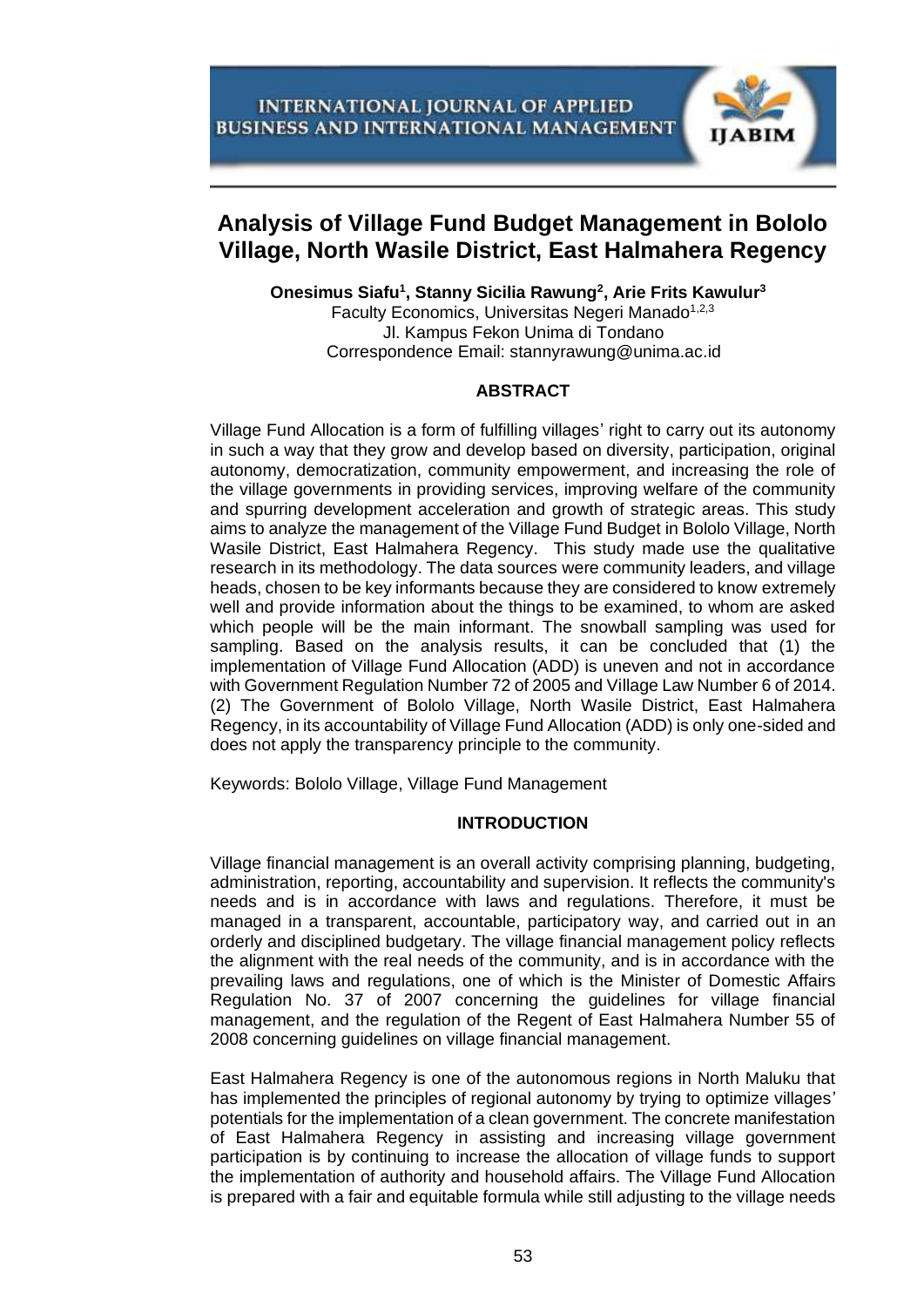# Analysis of Village Fund Budget Management in Bololo Village, North Wasile District, East Halmahera Regency

**Onesimus Siafu[1], Stanny Sicilia Rawung[2], Arie Frits Kawulur[3]**

Faculty Economics, Universitas Negeri Manado[1,2,3]
Jl. Kampus Fekon Unima di Tondano
Correspondence Email: stannyrawung@unima.ac.id

## ABSTRACT

Village Fund Allocation is a form of fulfilling villages' right to carry out its autonomy in such a way that they grow and develop based on diversity, participation, original autonomy, democratization, community empowerment, and increasing the role of the village governments in providing services, improving welfare of the community and spurring development acceleration and growth of strategic areas. This study aims to analyze the management of the Village Fund Budget in Bololo Village, North Wasile District, East Halmahera Regency. This study made use the qualitative research in its methodology. The data sources were community leaders, and village heads, chosen to be key informants because they are considered to know extremely well and provide information about the things to be examined, to whom are asked which people will be the main informant. The snowball sampling was used for sampling. Based on the analysis results, it can be concluded that (1) the implementation of Village Fund Allocation (ADD) is uneven and not in accordance with Government Regulation Number 72 of 2005 and Village Law Number 6 of 2014. (2) The Government of Bololo Village, North Wasile District, East Halmahera Regency, in its accountability of Village Fund Allocation (ADD) is only one-sided and does not apply the transparency principle to the community.

Keywords: Bololo Village, Village Fund Management

## INTRODUCTION

Village financial management is an overall activity comprising planning, budgeting, administration, reporting, accountability and supervision. It reflects the community's needs and is in accordance with laws and regulations. Therefore, it must be managed in a transparent, accountable, participatory way, and carried out in an orderly and disciplined budgetary. The village financial management policy reflects the alignment with the real needs of the community, and is in accordance with the prevailing laws and regulations, one of which is the Minister of Domestic Affairs Regulation No. 37 of 2007 concerning the guidelines for village financial management, and the regulation of the Regent of East Halmahera Number 55 of 2008 concerning guidelines on village financial management.

East Halmahera Regency is one of the autonomous regions in North Maluku that has implemented the principles of regional autonomy by trying to optimize villages' potentials for the implementation of a clean government. The concrete manifestation of East Halmahera Regency in assisting and increasing village government participation is by continuing to increase the allocation of village funds to support the implementation of authority and household affairs. The Village Fund Allocation is prepared with a fair and equitable formula while still adjusting to the village needs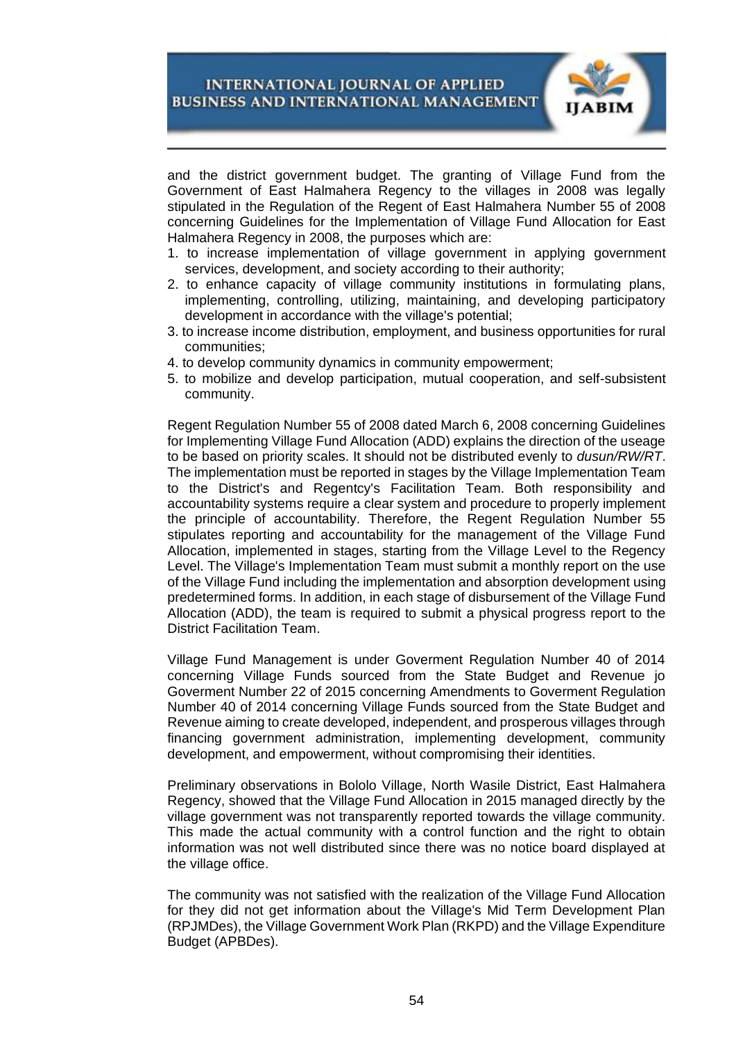and the district government budget. The granting of Village Fund from the Government of East Halmahera Regency to the villages in 2008 was legally stipulated in the Regulation of the Regent of East Halmahera Number 55 of 2008 concerning Guidelines for the Implementation of Village Fund Allocation for East Halmahera Regency in 2008, the purposes which are:

1. to increase implementation of village government in applying government services, development, and society according to their authority;
2. to enhance capacity of village community institutions in formulating plans, implementing, controlling, utilizing, maintaining, and developing participatory development in accordance with the village's potential;
3. to increase income distribution, employment, and business opportunities for rural communities;
4. to develop community dynamics in community empowerment;
5. to mobilize and develop participation, mutual cooperation, and self-subsistent community.

Regent Regulation Number 55 of 2008 dated March 6, 2008 concerning Guidelines for Implementing Village Fund Allocation (ADD) explains the direction of the useage to be based on priority scales. It should not be distributed evenly to *dusun/RW/RT*. The implementation must be reported in stages by the Village Implementation Team to the District's and Regentcy's Facilitation Team. Both responsibility and accountability systems require a clear system and procedure to properly implement the principle of accountability. Therefore, the Regent Regulation Number 55 stipulates reporting and accountability for the management of the Village Fund Allocation, implemented in stages, starting from the Village Level to the Regency Level. The Village's Implementation Team must submit a monthly report on the use of the Village Fund including the implementation and absorption development using predetermined forms. In addition, in each stage of disbursement of the Village Fund Allocation (ADD), the team is required to submit a physical progress report to the District Facilitation Team.

Village Fund Management is under Goverment Regulation Number 40 of 2014 concerning Village Funds sourced from the State Budget and Revenue jo Goverment Number 22 of 2015 concerning Amendments to Goverment Regulation Number 40 of 2014 concerning Village Funds sourced from the State Budget and Revenue aiming to create developed, independent, and prosperous villages through financing government administration, implementing development, community development, and empowerment, without compromising their identities.

Preliminary observations in Bololo Village, North Wasile District, East Halmahera Regency, showed that the Village Fund Allocation in 2015 managed directly by the village government was not transparently reported towards the village community. This made the actual community with a control function and the right to obtain information was not well distributed since there was no notice board displayed at the village office.

The community was not satisfied with the realization of the Village Fund Allocation for they did not get information about the Village's Mid Term Development Plan (RPJMDes), the Village Government Work Plan (RKPD) and the Village Expenditure Budget (APBDes).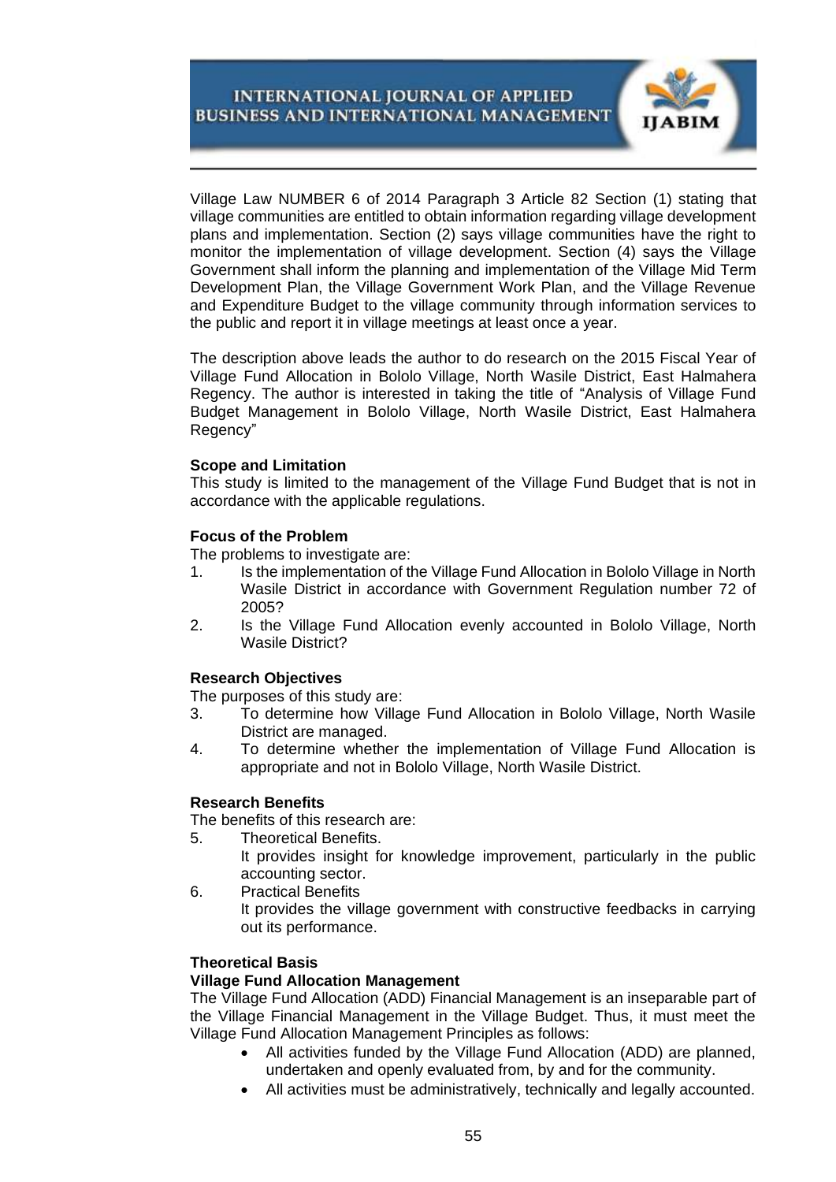Village Law NUMBER 6 of 2014 Paragraph 3 Article 82 Section (1) stating that village communities are entitled to obtain information regarding village development plans and implementation. Section (2) says village communities have the right to monitor the implementation of village development. Section (4) says the Village Government shall inform the planning and implementation of the Village Mid Term Development Plan, the Village Government Work Plan, and the Village Revenue and Expenditure Budget to the village community through information services to the public and report it in village meetings at least once a year.

The description above leads the author to do research on the 2015 Fiscal Year of Village Fund Allocation in Bololo Village, North Wasile District, East Halmahera Regency. The author is interested in taking the title of "Analysis of Village Fund Budget Management in Bololo Village, North Wasile District, East Halmahera Regency"

**Scope and Limitation**

This study is limited to the management of the Village Fund Budget that is not in accordance with the applicable regulations.

**Focus of the Problem**

The problems to investigate are:

1. Is the implementation of the Village Fund Allocation in Bololo Village in North Wasile District in accordance with Government Regulation number 72 of 2005?
2. Is the Village Fund Allocation evenly accounted in Bololo Village, North Wasile District?

**Research Objectives**

The purposes of this study are:

3. To determine how Village Fund Allocation in Bololo Village, North Wasile District are managed.
4. To determine whether the implementation of Village Fund Allocation is appropriate and not in Bololo Village, North Wasile District.

**Research Benefits**

The benefits of this research are:

5. Theoretical Benefits.
   It provides insight for knowledge improvement, particularly in the public accounting sector.
6. Practical Benefits
   It provides the village government with constructive feedbacks in carrying out its performance.

**Theoretical Basis**

**Village Fund Allocation Management**

The Village Fund Allocation (ADD) Financial Management is an inseparable part of the Village Financial Management in the Village Budget. Thus, it must meet the Village Fund Allocation Management Principles as follows:

- All activities funded by the Village Fund Allocation (ADD) are planned, undertaken and openly evaluated from, by and for the community.
- All activities must be administratively, technically and legally accounted.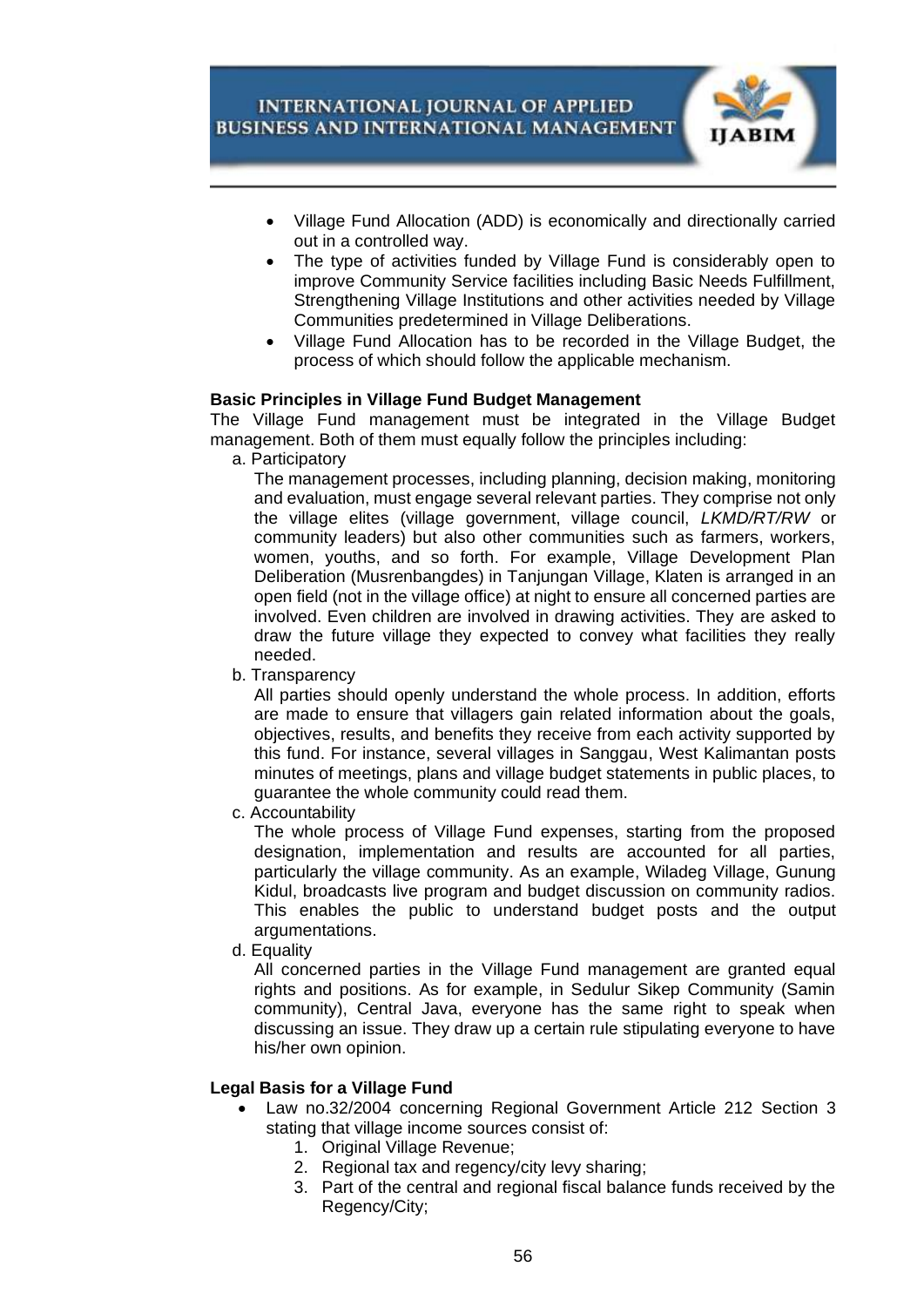- Village Fund Allocation (ADD) is economically and directionally carried out in a controlled way.
- The type of activities funded by Village Fund is considerably open to improve Community Service facilities including Basic Needs Fulfillment, Strengthening Village Institutions and other activities needed by Village Communities predetermined in Village Deliberations.
- Village Fund Allocation has to be recorded in the Village Budget, the process of which should follow the applicable mechanism.

**Basic Principles in Village Fund Budget Management**

The Village Fund management must be integrated in the Village Budget management. Both of them must equally follow the principles including:

a. Participatory

The management processes, including planning, decision making, monitoring and evaluation, must engage several relevant parties. They comprise not only the village elites (village government, village council, *LKMD/RT/RW* or community leaders) but also other communities such as farmers, workers, women, youths, and so forth. For example, Village Development Plan Deliberation (Musrenbangdes) in Tanjungan Village, Klaten is arranged in an open field (not in the village office) at night to ensure all concerned parties are involved. Even children are involved in drawing activities. They are asked to draw the future village they expected to convey what facilities they really needed.

b. Transparency

All parties should openly understand the whole process. In addition, efforts are made to ensure that villagers gain related information about the goals, objectives, results, and benefits they receive from each activity supported by this fund. For instance, several villages in Sanggau, West Kalimantan posts minutes of meetings, plans and village budget statements in public places, to guarantee the whole community could read them.

c. Accountability

The whole process of Village Fund expenses, starting from the proposed designation, implementation and results are accounted for all parties, particularly the village community. As an example, Wiladeg Village, Gunung Kidul, broadcasts live program and budget discussion on community radios. This enables the public to understand budget posts and the output argumentations.

d. Equality

All concerned parties in the Village Fund management are granted equal rights and positions. As for example, in Sedulur Sikep Community (Samin community), Central Java, everyone has the same right to speak when discussing an issue. They draw up a certain rule stipulating everyone to have his/her own opinion.

**Legal Basis for a Village Fund**

- Law no.32/2004 concerning Regional Government Article 212 Section 3 stating that village income sources consist of:
    1. Original Village Revenue;
    2. Regional tax and regency/city levy sharing;
    3. Part of the central and regional fiscal balance funds received by the Regency/City;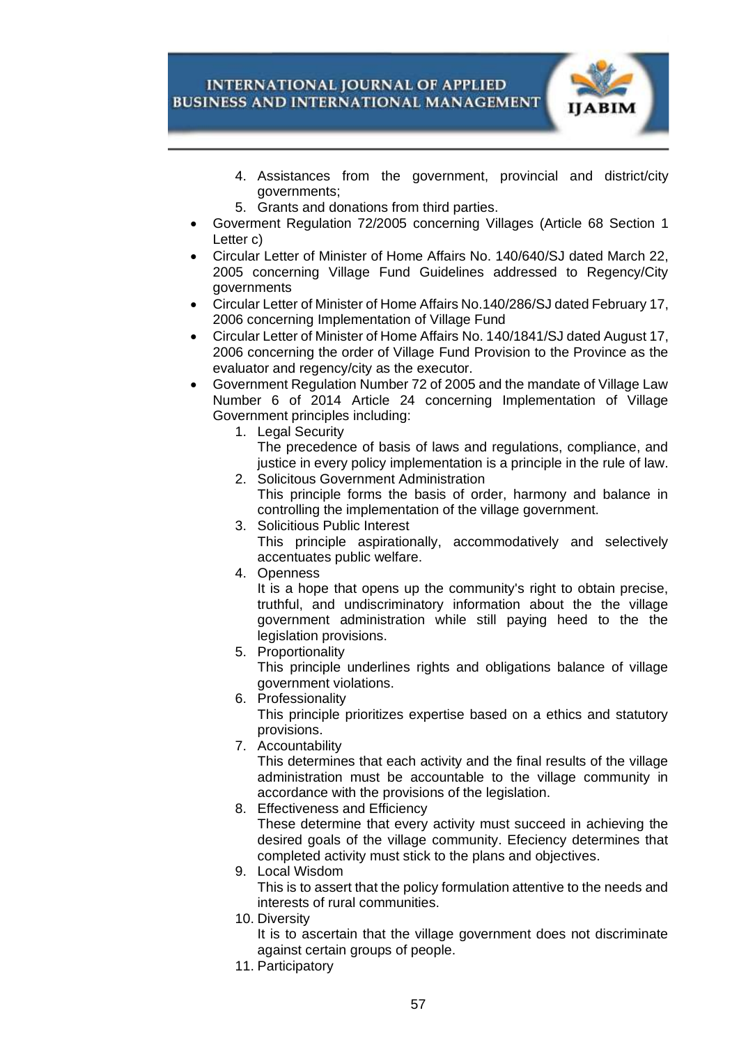4. Assistances from the government, provincial and district/city governments;
5. Grants and donations from third parties.

- Goverment Regulation 72/2005 concerning Villages (Article 68 Section 1 Letter c)
- Circular Letter of Minister of Home Affairs No. 140/640/SJ dated March 22, 2005 concerning Village Fund Guidelines addressed to Regency/City governments
- Circular Letter of Minister of Home Affairs No.140/286/SJ dated February 17, 2006 concerning Implementation of Village Fund
- Circular Letter of Minister of Home Affairs No. 140/1841/SJ dated August 17, 2006 concerning the order of Village Fund Provision to the Province as the evaluator and regency/city as the executor.
- Government Regulation Number 72 of 2005 and the mandate of Village Law Number 6 of 2014 Article 24 concerning Implementation of Village Government principles including:
    1. Legal Security
       The precedence of basis of laws and regulations, compliance, and justice in every policy implementation is a principle in the rule of law.
    2. Solicitous Government Administration
       This principle forms the basis of order, harmony and balance in controlling the implementation of the village government.
    3. Solicitious Public Interest
       This principle aspirationally, accommodatively and selectively accentuates public welfare.
    4. Openness
       It is a hope that opens up the community's right to obtain precise, truthful, and undiscriminatory information about the the village government administration while still paying heed to the the legislation provisions.
    5. Proportionality
       This principle underlines rights and obligations balance of village government violations.
    6. Professionality
       This principle prioritizes expertise based on a ethics and statutory provisions.
    7. Accountability
       This determines that each activity and the final results of the village administration must be accountable to the village community in accordance with the provisions of the legislation.
    8. Effectiveness and Efficiency
       These determine that every activity must succeed in achieving the desired goals of the village community. Efeciency determines that completed activity must stick to the plans and objectives.
    9. Local Wisdom
       This is to assert that the policy formulation attentive to the needs and interests of rural communities.
    10. Diversity
        It is to ascertain that the village government does not discriminate against certain groups of people.
    11. Participatory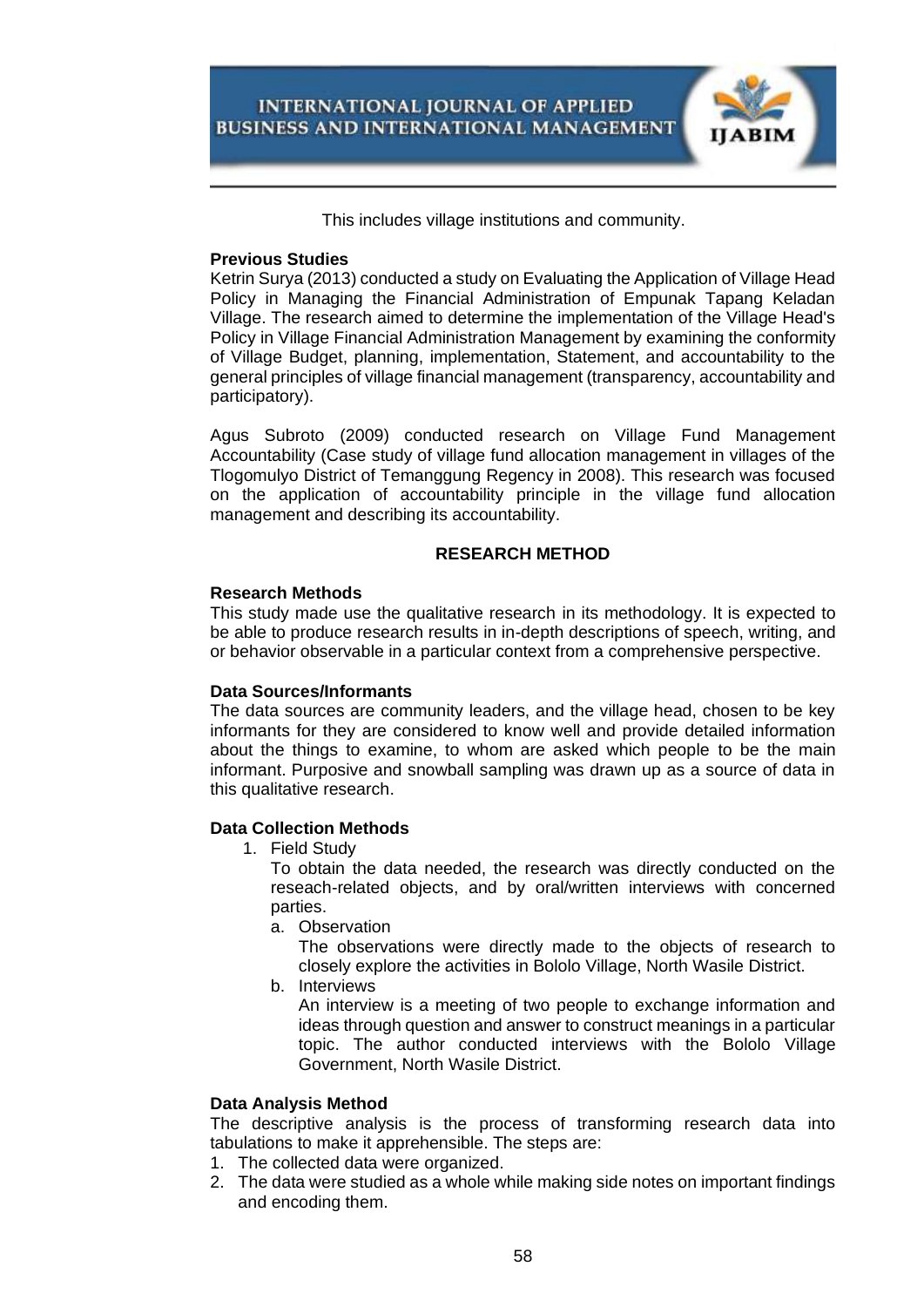This includes village institutions and community.

**Previous Studies**

Ketrin Surya (2013) conducted a study on Evaluating the Application of Village Head Policy in Managing the Financial Administration of Empunak Tapang Keladan Village. The research aimed to determine the implementation of the Village Head's Policy in Village Financial Administration Management by examining the conformity of Village Budget, planning, implementation, Statement, and accountability to the general principles of village financial management (transparency, accountability and participatory).

Agus Subroto (2009) conducted research on Village Fund Management Accountability (Case study of village fund allocation management in villages of the Tlogomulyo District of Temanggung Regency in 2008). This research was focused on the application of accountability principle in the village fund allocation management and describing its accountability.

## RESEARCH METHOD

**Research Methods**

This study made use the qualitative research in its methodology. It is expected to be able to produce research results in in-depth descriptions of speech, writing, and or behavior observable in a particular context from a comprehensive perspective.

**Data Sources/Informants**

The data sources are community leaders, and the village head, chosen to be key informants for they are considered to know well and provide detailed information about the things to examine, to whom are asked which people to be the main informant. Purposive and snowball sampling was drawn up as a source of data in this qualitative research.

**Data Collection Methods**

1. Field Study

   To obtain the data needed, the research was directly conducted on the reseach-related objects, and by oral/written interviews with concerned parties.

   a. Observation

      The observations were directly made to the objects of research to closely explore the activities in Bololo Village, North Wasile District.

   b. Interviews

      An interview is a meeting of two people to exchange information and ideas through question and answer to construct meanings in a particular topic. The author conducted interviews with the Bololo Village Government, North Wasile District.

**Data Analysis Method**

The descriptive analysis is the process of transforming research data into tabulations to make it apprehensible. The steps are:

1. The collected data were organized.
2. The data were studied as a whole while making side notes on important findings and encoding them.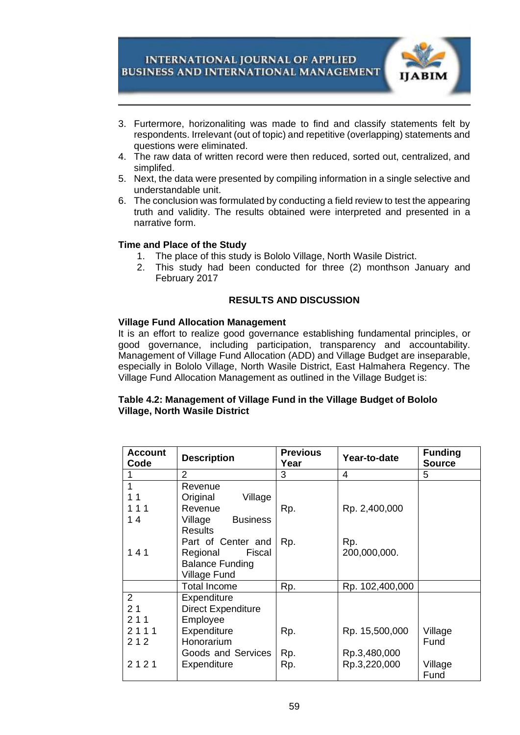3. Furtermore, horizonaliting was made to find and classify statements felt by respondents. Irrelevant (out of topic) and repetitive (overlapping) statements and questions were eliminated.
4. The raw data of written record were then reduced, sorted out, centralized, and simplifed.
5. Next, the data were presented by compiling information in a single selective and understandable unit.
6. The conclusion was formulated by conducting a field review to test the appearing truth and validity. The results obtained were interpreted and presented in a narrative form.

**Time and Place of the Study**

1. The place of this study is Bololo Village, North Wasile District.
2. This study had been conducted for three (2) monthson January and February 2017

## RESULTS AND DISCUSSION

**Village Fund Allocation Management**

It is an effort to realize good governance establishing fundamental principles, or good governance, including participation, transparency and accountability. Management of Village Fund Allocation (ADD) and Village Budget are inseparable, especially in Bololo Village, North Wasile District, East Halmahera Regency. The Village Fund Allocation Management as outlined in the Village Budget is:

**Table 4.2: Management of Village Fund in the Village Budget of Bololo Village, North Wasile District**

| Account Code | Description | Previous Year | Year-to-date | Funding Source |
|---|---|---|---|---|
| 1 | 2 | 3 | 4 | 5 |
| 1<br>1 1<br>1 1 1<br>1 4<br><br><br>1 4 1 | Revenue<br>Original Village Revenue<br>Village Business Results<br>Part of Center and Regional Fiscal Balance Funding<br>Village Fund | Rp.<br><br>Rp. | Rp. 2,400,000<br><br>Rp. 200,000,000. | |
| | Total Income | Rp. | Rp. 102,400,000 | |
| 2<br>2 1<br>2 1 1<br>2 1 1 1<br>2 1 2<br><br>2 1 2 1 | Expenditure<br>Direct Expenditure<br>Employee Expenditure<br>Honorarium<br>Goods and Services Expenditure | Rp.<br><br>Rp.<br>Rp. | Rp. 15,500,000<br><br>Rp.3,480,000<br>Rp.3,220,000 | Village Fund<br><br>Village Fund |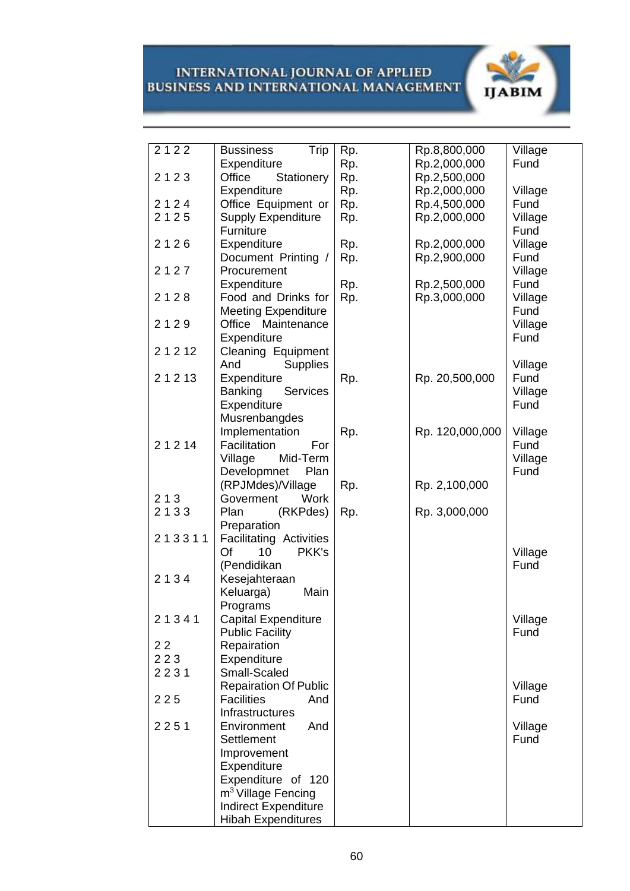| | | | | |
|---|---|---|---|---|
| 2 1 2 2 | Bussiness Trip Expenditure | Rp. Rp. | Rp.8,800,000 Rp.2,000,000 | Village Fund |
| 2 1 2 3 | Office Stationery Expenditure | Rp. Rp. | Rp.2,500,000 Rp.2,000,000 | Village |
| 2 1 2 4 | Office Equipment or | Rp. | Rp.4,500,000 | Fund |
| 2 1 2 5 | Supply Expenditure Furniture | Rp. | Rp.2,000,000 | Village Fund |
| 2 1 2 6 | Expenditure Document Printing / | Rp. Rp. | Rp.2,000,000 Rp.2,900,000 | Village Fund |
| 2 1 2 7 | Procurement Expenditure | Rp. | Rp.2,500,000 | Village Fund |
| 2 1 2 8 | Food and Drinks for Meeting Expenditure | Rp. | Rp.3,000,000 | Village Fund |
| 2 1 2 9 | Office Maintenance Expenditure | | | Village Fund |
| 2 1 2 12 | Cleaning Equipment And Supplies | | | Village |
| 2 1 2 13 | Expenditure Banking Services Expenditure Musrenbangdes Implementation | Rp. Rp. | Rp. 20,500,000 Rp. 120,000,000 | Fund Village Fund Village |
| 2 1 2 14 | Facilitation For Village Mid-Term Developmnet Plan (RPJMdes)/Village | Rp. | Rp. 2,100,000 | Fund Village Fund |
| 2 1 3 | Goverment Work | | | |
| 2 1 3 3 | Plan (RKPdes) Preparation | Rp. | Rp. 3,000,000 | |
| 2 1 3 3 1 1 | Facilitating Activities Of 10 PKK's (Pendidikan | | | Village Fund |
| 2 1 3 4 | Kesejahteraan Keluarga) Main Programs | | | |
| 2 1 3 4 1 | Capital Expenditure Public Facility | | | Village Fund |
| 2 2 | Repairation | | | |
| 2 2 3 | Expenditure | | | |
| 2 2 3 1 | Small-Scaled Repairation Of Public | | | Village |
| 2 2 5 | Facilities And Infrastructures | | | Fund |
| 2 2 5 1 | Environment And Settlement Improvement Expenditure Expenditure of 120 $m^3$ Village Fencing Indirect Expenditure Hibah Expenditures | | | Village Fund |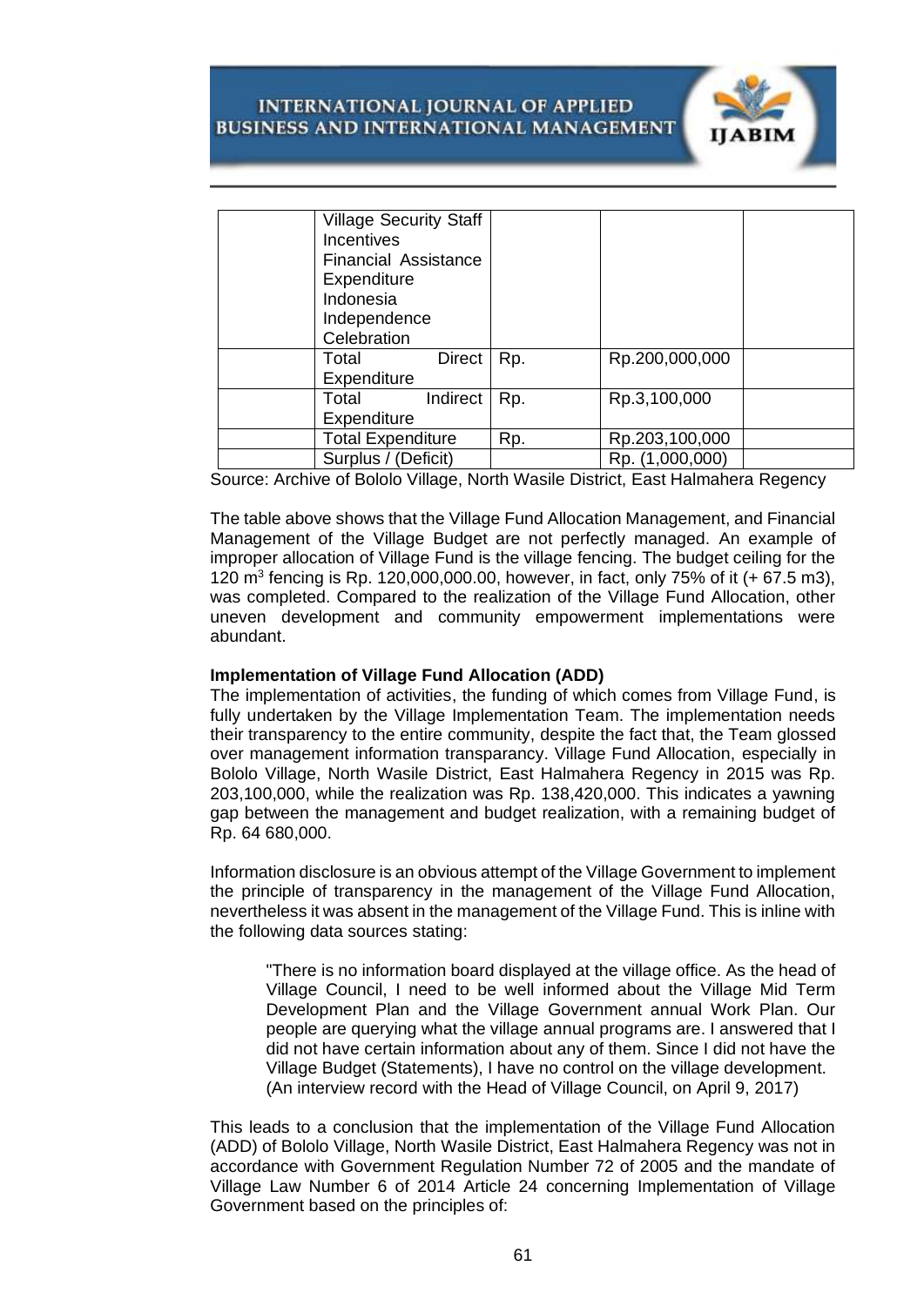| | Village Security Staff Incentives Financial Assistance Expenditure Indonesia Independence Celebration | | | |
|---|---|---|---|---|
| | Total Direct Expenditure | Rp. | Rp.200,000,000 | |
| | Total Indirect Expenditure | Rp. | Rp.3,100,000 | |
| | Total Expenditure | Rp. | Rp.203,100,000 | |
| | Surplus / (Deficit) | | Rp. (1,000,000) | |

Source: Archive of Bololo Village, North Wasile District, East Halmahera Regency

The table above shows that the Village Fund Allocation Management, and Financial Management of the Village Budget are not perfectly managed. An example of improper allocation of Village Fund is the village fencing. The budget ceiling for the 120 $m^3$ fencing is Rp. 120,000,000.00, however, in fact, only 75% of it (+ 67.5 m3), was completed. Compared to the realization of the Village Fund Allocation, other uneven development and community empowerment implementations were abundant.

**Implementation of Village Fund Allocation (ADD)**

The implementation of activities, the funding of which comes from Village Fund, is fully undertaken by the Village Implementation Team. The implementation needs their transparency to the entire community, despite the fact that, the Team glossed over management information transparancy. Village Fund Allocation, especially in Bololo Village, North Wasile District, East Halmahera Regency in 2015 was Rp. 203,100,000, while the realization was Rp. 138,420,000. This indicates a yawning gap between the management and budget realization, with a remaining budget of Rp. 64 680,000.

Information disclosure is an obvious attempt of the Village Government to implement the principle of transparency in the management of the Village Fund Allocation, nevertheless it was absent in the management of the Village Fund. This is inline with the following data sources stating:

> "There is no information board displayed at the village office. As the head of Village Council, I need to be well informed about the Village Mid Term Development Plan and the Village Government annual Work Plan. Our people are querying what the village annual programs are. I answered that I did not have certain information about any of them. Since I did not have the Village Budget (Statements), I have no control on the village development. (An interview record with the Head of Village Council, on April 9, 2017)

This leads to a conclusion that the implementation of the Village Fund Allocation (ADD) of Bololo Village, North Wasile District, East Halmahera Regency was not in accordance with Government Regulation Number 72 of 2005 and the mandate of Village Law Number 6 of 2014 Article 24 concerning Implementation of Village Government based on the principles of: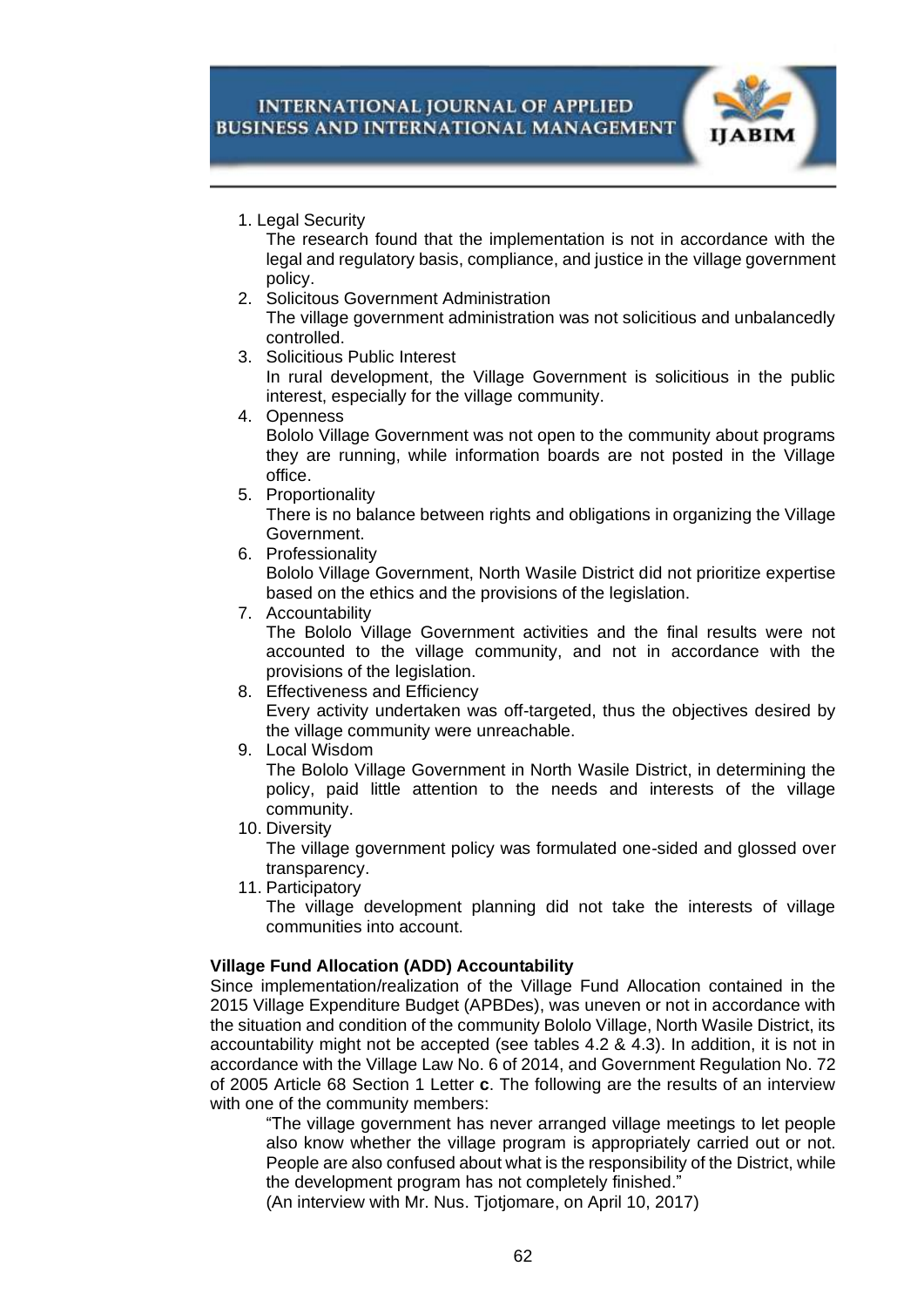1. Legal Security
   The research found that the implementation is not in accordance with the legal and regulatory basis, compliance, and justice in the village government policy.
2. Solicitous Government Administration
   The village government administration was not solicitious and unbalancedly controlled.
3. Solicitious Public Interest
   In rural development, the Village Government is solicitious in the public interest, especially for the village community.
4. Openness
   Bololo Village Government was not open to the community about programs they are running, while information boards are not posted in the Village office.
5. Proportionality
   There is no balance between rights and obligations in organizing the Village Government.
6. Professionality
   Bololo Village Government, North Wasile District did not prioritize expertise based on the ethics and the provisions of the legislation.
7. Accountability
   The Bololo Village Government activities and the final results were not accounted to the village community, and not in accordance with the provisions of the legislation.
8. Effectiveness and Efficiency
   Every activity undertaken was off-targeted, thus the objectives desired by the village community were unreachable.
9. Local Wisdom
   The Bololo Village Government in North Wasile District, in determining the policy, paid little attention to the needs and interests of the village community.
10. Diversity
    The village government policy was formulated one-sided and glossed over transparency.
11. Participatory
    The village development planning did not take the interests of village communities into account.

**Village Fund Allocation (ADD) Accountability**

Since implementation/realization of the Village Fund Allocation contained in the 2015 Village Expenditure Budget (APBDes), was uneven or not in accordance with the situation and condition of the community Bololo Village, North Wasile District, its accountability might not be accepted (see tables 4.2 & 4.3). In addition, it is not in accordance with the Village Law No. 6 of 2014, and Government Regulation No. 72 of 2005 Article 68 Section 1 Letter **c**. The following are the results of an interview with one of the community members:

> "The village government has never arranged village meetings to let people also know whether the village program is appropriately carried out or not. People are also confused about what is the responsibility of the District, while the development program has not completely finished."
>
> (An interview with Mr. Nus. Tjotjomare, on April 10, 2017)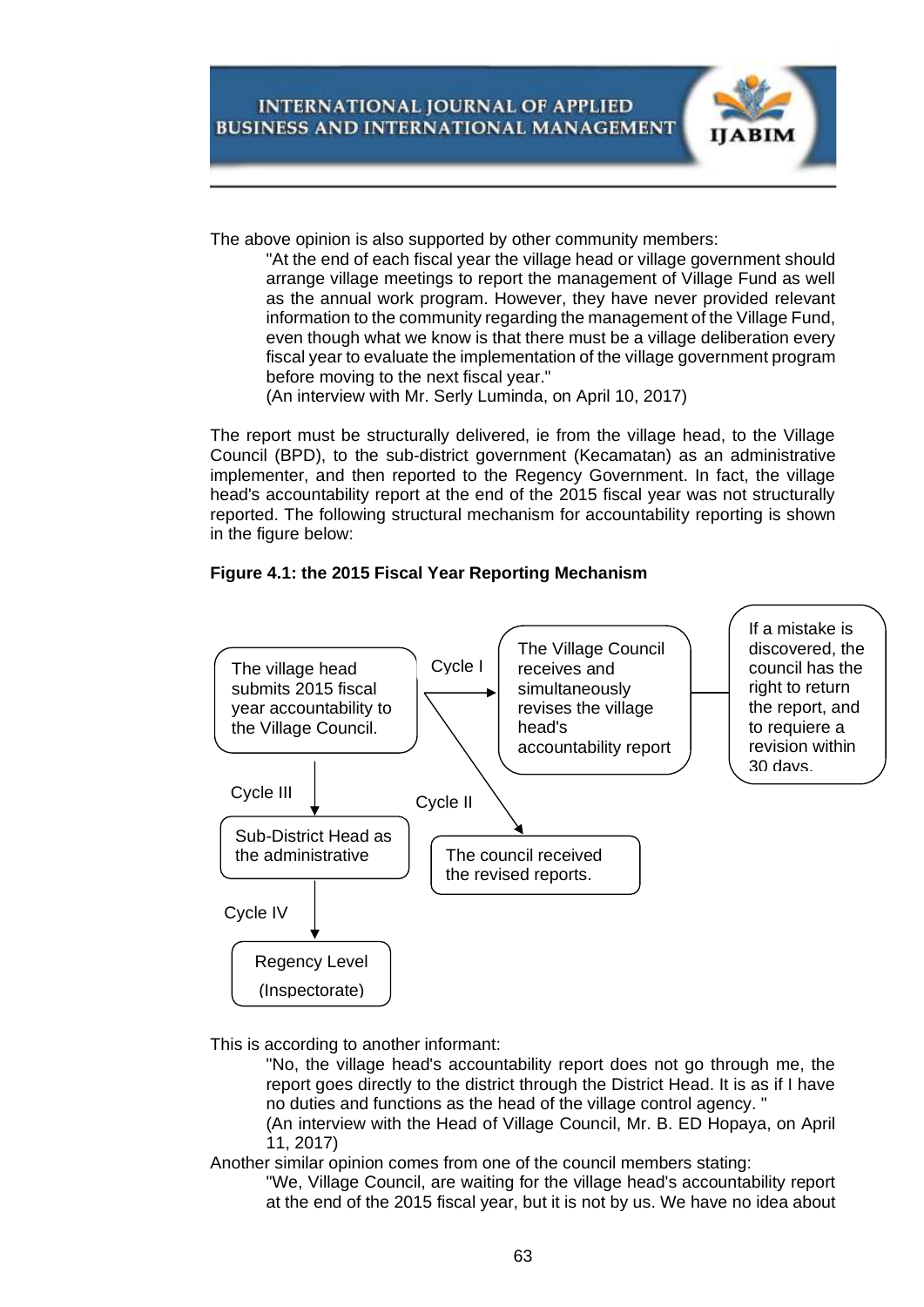The above opinion is also supported by other community members:

> "At the end of each fiscal year the village head or village government should arrange village meetings to report the management of Village Fund as well as the annual work program. However, they have never provided relevant information to the community regarding the management of the Village Fund, even though what we know is that there must be a village deliberation every fiscal year to evaluate the implementation of the village government program before moving to the next fiscal year."
> (An interview with Mr. Serly Luminda, on April 10, 2017)

The report must be structurally delivered, ie from the village head, to the Village Council (BPD), to the sub-district government (Kecamatan) as an administrative implementer, and then reported to the Regency Government. In fact, the village head's accountability report at the end of the 2015 fiscal year was not structurally reported. The following structural mechanism for accountability reporting is shown in the figure below:

**Figure 4.1: the 2015 Fiscal Year Reporting Mechanism**

The village head submits 2015 fiscal year accountability to the Village Council.

Cycle I

The Village Council receives and simultaneously revises the village head's accountability report

If a mistake is discovered, the council has the right to return the report, and to requiere a revision within 30 days.

Cycle II

The council received the revised reports.

Cycle III

Sub-District Head as the administrative

Cycle IV

Regency Level (Inspectorate)

This is according to another informant:

> "No, the village head's accountability report does not go through me, the report goes directly to the district through the District Head. It is as if I have no duties and functions as the head of the village control agency. "
> (An interview with the Head of Village Council, Mr. B. ED Hopaya, on April 11, 2017)

Another similar opinion comes from one of the council members stating:

> "We, Village Council, are waiting for the village head's accountability report at the end of the 2015 fiscal year, but it is not by us. We have no idea about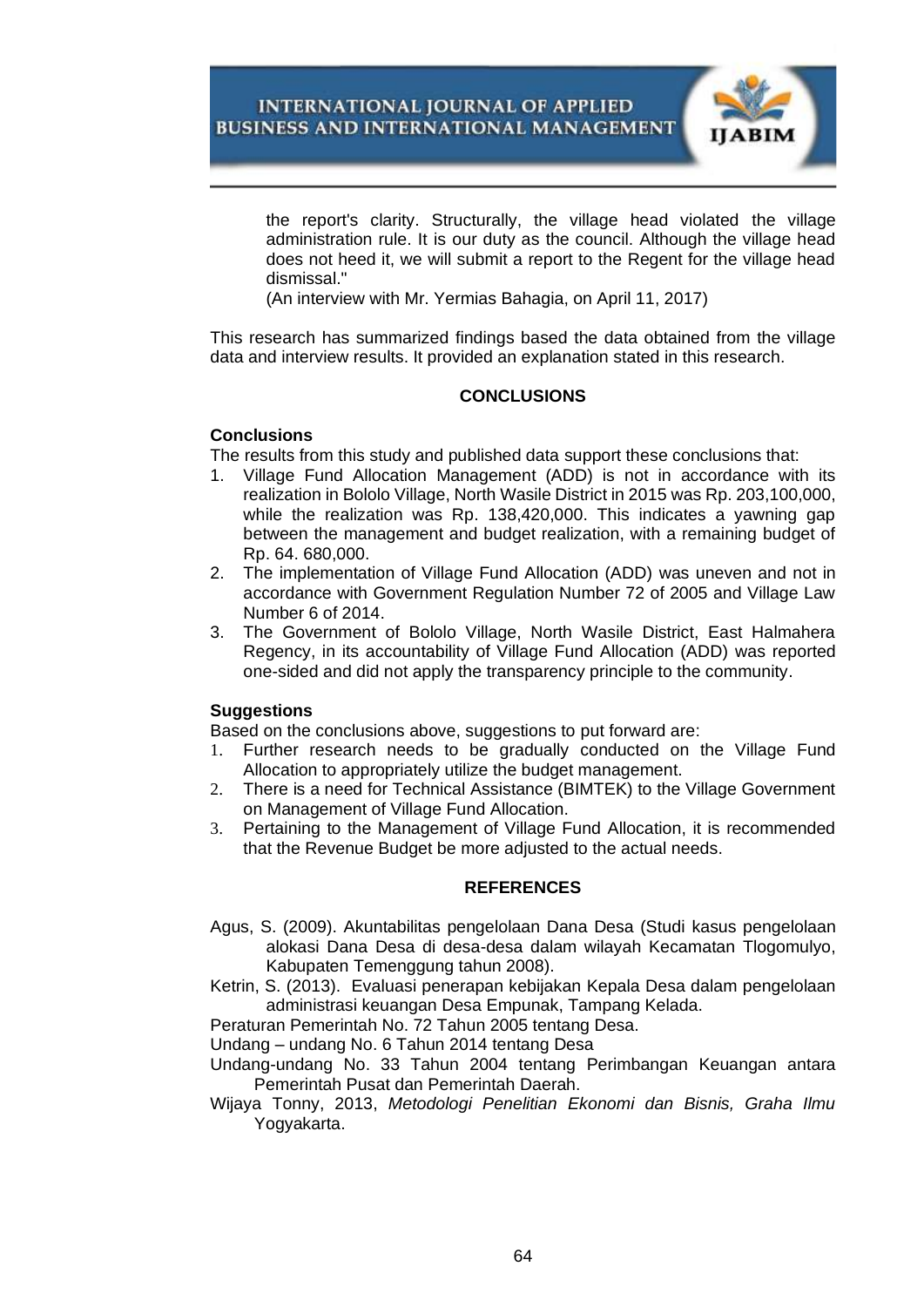the report's clarity. Structurally, the village head violated the village administration rule. It is our duty as the council. Although the village head does not heed it, we will submit a report to the Regent for the village head dismissal."

(An interview with Mr. Yermias Bahagia, on April 11, 2017)

This research has summarized findings based the data obtained from the village data and interview results. It provided an explanation stated in this research.

## CONCLUSIONS

### Conclusions

The results from this study and published data support these conclusions that:

1. Village Fund Allocation Management (ADD) is not in accordance with its realization in Bololo Village, North Wasile District in 2015 was Rp. 203,100,000, while the realization was Rp. 138,420,000. This indicates a yawning gap between the management and budget realization, with a remaining budget of Rp. 64. 680,000.
2. The implementation of Village Fund Allocation (ADD) was uneven and not in accordance with Government Regulation Number 72 of 2005 and Village Law Number 6 of 2014.
3. The Government of Bololo Village, North Wasile District, East Halmahera Regency, in its accountability of Village Fund Allocation (ADD) was reported one-sided and did not apply the transparency principle to the community.

### Suggestions

Based on the conclusions above, suggestions to put forward are:

1. Further research needs to be gradually conducted on the Village Fund Allocation to appropriately utilize the budget management.
2. There is a need for Technical Assistance (BIMTEK) to the Village Government on Management of Village Fund Allocation.
3. Pertaining to the Management of Village Fund Allocation, it is recommended that the Revenue Budget be more adjusted to the actual needs.

## REFERENCES

Agus, S. (2009). Akuntabilitas pengelolaan Dana Desa (Studi kasus pengelolaan alokasi Dana Desa di desa-desa dalam wilayah Kecamatan Tlogomulyo, Kabupaten Temenggung tahun 2008).

Ketrin, S. (2013). Evaluasi penerapan kebijakan Kepala Desa dalam pengelolaan administrasi keuangan Desa Empunak, Tampang Kelada.

Peraturan Pemerintah No. 72 Tahun 2005 tentang Desa.

Undang – undang No. 6 Tahun 2014 tentang Desa

Undang-undang No. 33 Tahun 2004 tentang Perimbangan Keuangan antara Pemerintah Pusat dan Pemerintah Daerah.

Wijaya Tonny, 2013, *Metodologi Penelitian Ekonomi dan Bisnis, Graha Ilmu* Yogyakarta.